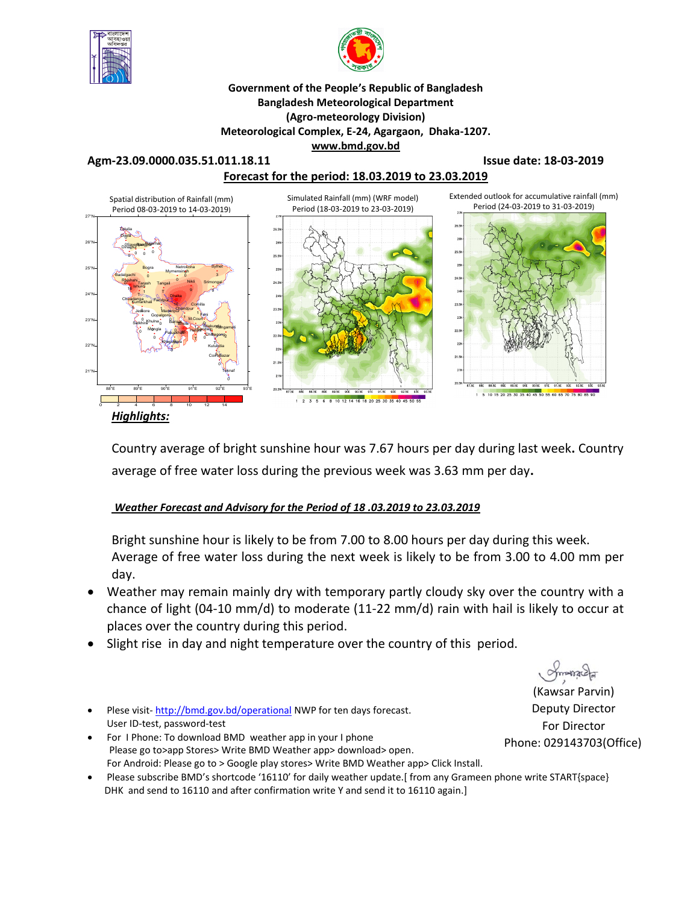**Government of the People's Republic of Bangladesh**
**Bangladesh Meteorological Department**
**(Agro-meteorology Division)**
**Meteorological Complex, E-24, Agargaon, Dhaka-1207.**
**www.bmd.gov.bd**

**Agm-23.09.0000.035.51.011.18.11** **Issue date: 18-03-2019**

**Forecast for the period: 18.03.2019 to 23.03.2019**

Spatial distribution of Rainfall (mm) Period 08-03-2019 to 14-03-2019)

Simulated Rainfall (mm) (WRF model) Period (18-03-2019 to 23-03-2019)

Extended outlook for accumulative rainfall (mm) Period (24-03-2019 to 31-03-2019)

***Highlights:***

Country average of bright sunshine hour was 7.67 hours per day during last week**.** Country average of free water loss during the previous week was 3.63 mm per day**.**

***Weather Forecast and Advisory for the Period of 18 .03.2019 to 23.03.2019***

Bright sunshine hour is likely to be from 7.00 to 8.00 hours per day during this week. Average of free water loss during the next week is likely to be from 3.00 to 4.00 mm per day.

- Weather may remain mainly dry with temporary partly cloudy sky over the country with a chance of light (04-10 mm/d) to moderate (11-22 mm/d) rain with hail is likely to occur at places over the country during this period.
- Slight rise in day and night temperature over the country of this period.

(Kawsar Parvin)
Deputy Director
For Director
Phone: 029143703(Office)

- Plese visit- http://bmd.gov.bd/operational NWP for ten days forecast. User ID-test, password-test
- For I Phone: To download BMD weather app in your I phone Please go to>app Stores> Write BMD Weather app> download> open. For Android: Please go to > Google play stores> Write BMD Weather app> Click Install.
- Please subscribe BMD's shortcode '16110' for daily weather update.[ from any Grameen phone write START{space} DHK and send to 16110 and after confirmation write Y and send it to 16110 again.]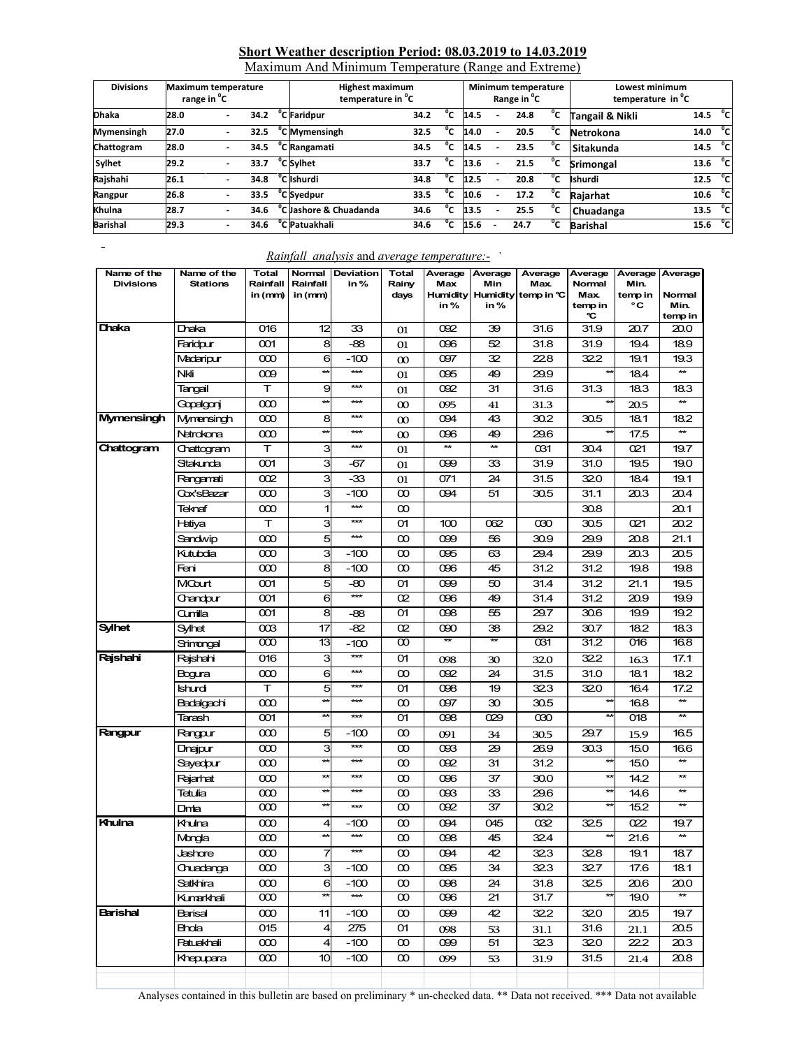## Short Weather description Period: 08.03.2019 to 14.03.2019

Maximum And Minimum Temperature (Range and Extreme)

| Divisions | Maximum temperature range in °C | Highest maximum temperature in °C | | Minimum temperature Range in °C | Lowest minimum temperature in °C | |
|---|---|---|---|---|---|---|
| Dhaka | 28.0 - 34.2 °C | Faridpur | 34.2 °C | 14.5 - 24.8 °C | Tangail & Nikli | 14.5 °C |
| Mymensingh | 27.0 - 32.5 °C | Mymensingh | 32.5 °C | 14.0 - 20.5 °C | Netrokona | 14.0 °C |
| Chattogram | 28.0 - 34.5 °C | Rangamati | 34.5 °C | 14.5 - 23.5 °C | Sitakunda | 14.5 °C |
| Sylhet | 29.2 - 33.7 °C | Sylhet | 33.7 °C | 13.6 - 21.5 °C | Srimongal | 13.6 °C |
| Rajshahi | 26.1 - 34.8 °C | Ishurdi | 34.8 °C | 12.5 - 20.8 °C | Ishurdi | 12.5 °C |
| Rangpur | 26.8 - 33.5 °C | Syedpur | 33.5 °C | 10.6 - 17.2 °C | Rajarhat | 10.6 °C |
| Khulna | 28.7 - 34.6 °C | Jashore & Chuadanga | 34.6 °C | 13.5 - 25.5 °C | Chuadanga | 13.5 °C |
| Barishal | 29.3 - 34.6 °C | Patuakhali | 34.6 °C | 15.6 - 24.7 °C | Barishal | 15.6 °C |

*Rainfall analysis* and *average temperature:-*

| Name of the Divisions | Name of the Stations | Total Rainfall in (mm) | Normal Rainfall in (mm) | Deviation in % | Total Rainy days | Average Max Humidity in % | Average Min Humidity in % | Average Max. temp in °C | Average Normal Max. temp in °C | Average Min. temp in °C | Average Normal Min. temp in |
|---|---|---|---|---|---|---|---|---|---|---|---|
| Dhaka | Dhaka | 016 | 12 | 33 | 01 | 092 | 39 | 31.6 | 31.9 | 20.7 | 20.0 |
| | Faridpur | 001 | 8 | -88 | 01 | 096 | 52 | 31.8 | 31.9 | 19.4 | 18.9 |
| | Madaripur | 000 | 6 | -100 | 00 | 097 | 32 | 22.8 | 32.2 | 19.1 | 19.3 |
| | Nikli | 009 | ** | *** | 01 | 095 | 49 | 29.9 | ** | 18.4 | ** |
| | Tangail | T | 9 | *** | 01 | 092 | 31 | 31.6 | 31.3 | 18.3 | 18.3 |
| | Gopalgonj | 000 | ** | *** | 00 | 095 | 41 | 31.3 | ** | 20.5 | ** |
| Mymensingh | Mymensingh | 000 | 8 | *** | 00 | 094 | 43 | 30.2 | 30.5 | 18.1 | 18.2 |
| | Netrokona | 000 | ** | *** | 00 | 096 | 49 | 29.6 | ** | 17.5 | ** |
| Chattogram | Chattogram | T | 3 | *** | 01 | ** | ** | 031 | 30.4 | 021 | 19.7 |
| | Sitakunda | 001 | 3 | -67 | 01 | 099 | 33 | 31.9 | 31.0 | 19.5 | 19.0 |
| | Rangamati | 002 | 3 | -33 | 01 | 071 | 24 | 31.5 | 32.0 | 18.4 | 19.1 |
| | Cox'sBazar | 000 | 3 | -100 | 00 | 094 | 51 | 30.5 | 31.1 | 20.3 | 20.4 |
| | Teknaf | 000 | 1 | *** | 00 | | | | 30.8 | | 20.1 |
| | Hatiya | T | 3 | *** | 01 | 100 | 062 | 030 | 30.5 | 021 | 20.2 |
| | Sandwip | 000 | 5 | *** | 00 | 099 | 56 | 30.9 | 29.9 | 20.8 | 21.1 |
| | Kutubdia | 000 | 3 | -100 | 00 | 095 | 63 | 29.4 | 29.9 | 20.3 | 20.5 |
| | Feni | 000 | 8 | -100 | 00 | 096 | 45 | 31.2 | 31.2 | 19.8 | 19.8 |
| | MCourt | 001 | 5 | -80 | 01 | 099 | 50 | 31.4 | 31.2 | 21.1 | 19.5 |
| | Chandpur | 001 | 6 | *** | 02 | 096 | 49 | 31.4 | 31.2 | 20.9 | 19.9 |
| | Cumilla | 001 | 8 | -88 | 01 | 098 | 55 | 29.7 | 30.6 | 19.9 | 19.2 |
| Sylhet | Sylhet | 003 | 17 | -82 | 02 | 090 | 38 | 29.2 | 30.7 | 18.2 | 18.3 |
| | Srimongal | 000 | 13 | -100 | 00 | ** | ** | 031 | 31.2 | 016 | 16.8 |
| Rajshahi | Rajshahi | 016 | 3 | *** | 01 | 098 | 30 | 32.0 | 32.2 | 16.3 | 17.1 |
| | Bogura | 000 | 6 | *** | 00 | 092 | 24 | 31.5 | 31.0 | 18.1 | 18.2 |
| | Ishurdi | T | 5 | *** | 01 | 098 | 19 | 32.3 | 32.0 | 16.4 | 17.2 |
| | Badalgachi | 000 | ** | *** | 00 | 097 | 30 | 30.5 | ** | 16.8 | ** |
| | Tarash | 001 | ** | *** | 01 | 098 | 029 | 030 | ** | 018 | ** |
| Rangpur | Rangpur | 000 | 5 | -100 | 00 | 091 | 34 | 30.5 | 29.7 | 15.9 | 16.5 |
| | Dinajpur | 000 | 3 | *** | 00 | 093 | 29 | 26.9 | 30.3 | 15.0 | 16.6 |
| | Sayedpur | 000 | ** | *** | 00 | 092 | 31 | 31.2 | ** | 15.0 | ** |
| | Rajarhat | 000 | ** | *** | 00 | 096 | 37 | 30.0 | ** | 14.2 | ** |
| | Tetulia | 000 | ** | *** | 00 | 093 | 33 | 29.6 | ** | 14.6 | ** |
| | Dimla | 000 | ** | *** | 00 | 092 | 37 | 30.2 | ** | 15.2 | ** |
| Khulna | Khulna | 000 | 4 | -100 | 00 | 094 | 045 | 032 | 32.5 | 022 | 19.7 |
| | Mongla | 000 | ** | *** | 00 | 098 | 45 | 32.4 | ** | 21.6 | ** |
| | Jashore | 000 | 7 | *** | 00 | 094 | 42 | 32.3 | 32.8 | 19.1 | 18.7 |
| | Chuadanga | 000 | 3 | -100 | 00 | 095 | 34 | 32.3 | 32.7 | 17.6 | 18.1 |
| | Satkhira | 000 | 6 | -100 | 00 | 098 | 24 | 31.8 | 32.5 | 20.6 | 20.0 |
| | Kumarkhali | 000 | ** | *** | 00 | 096 | 21 | 31.7 | ** | 19.0 | ** |
| Barishal | Barisal | 000 | 11 | -100 | 00 | 099 | 42 | 32.2 | 32.0 | 20.5 | 19.7 |
| | Bhola | 015 | 4 | 275 | 01 | 098 | 53 | 31.1 | 31.6 | 21.1 | 20.5 |
| | Patuakhali | 000 | 4 | -100 | 00 | 099 | 51 | 32.3 | 32.0 | 22.2 | 20.3 |
| | Khepupara | 000 | 10 | -100 | 00 | 099 | 53 | 31.9 | 31.5 | 21.4 | 20.8 |

Analyses contained in this bulletin are based on preliminary * un-checked data. ** Data not received. *** Data not available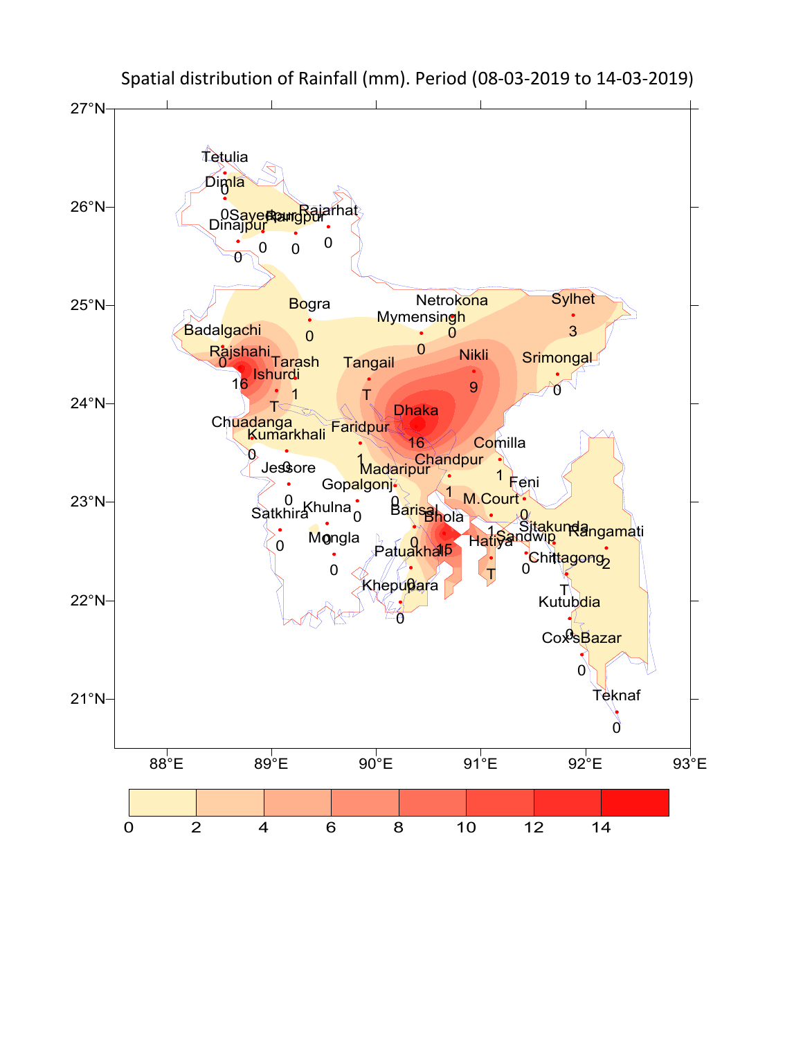Spatial distribution of Rainfall (mm). Period (08-03-2019 to 14-03-2019)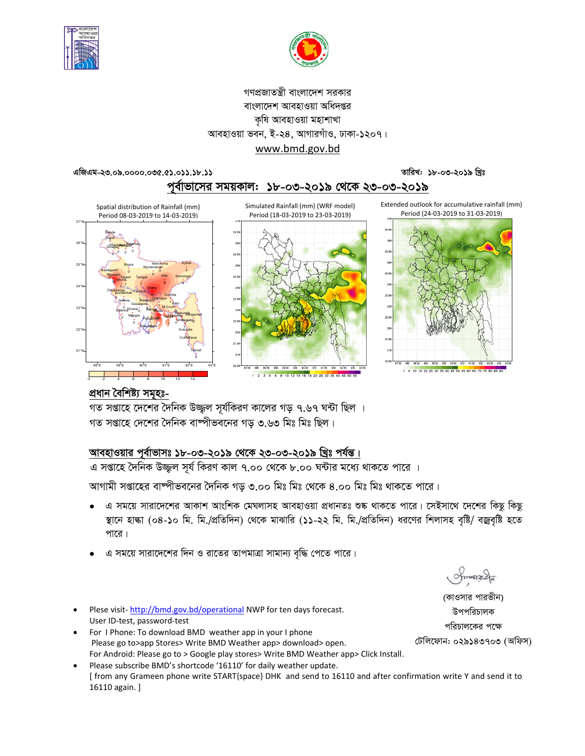গণপ্রজাতন্ত্রী বাংলাদেশ সরকার
বাংলাদেশ আবহাওয়া অধিদপ্তর
কৃষি আবহাওয়া মহাশাখা
আবহাওয়া ভবন, ই-২৪, আগারগাঁও, ঢাকা-১২০৭।
www.bmd.gov.bd

**এজিএম-২৩.০৯.০০০০.০৩৫.৫১.০১১.১৮.১১** **তারিখ: ১৮-০৩-২০১৯ খ্রিঃ**

## পূর্বাভাসের সময়কাল: ১৮-০৩-২০১৯ থেকে ২৩-০৩-২০১৯

Spatial distribution of Rainfall (mm)
Period 08-03-2019 to 14-03-2019)

Simulated Rainfall (mm) (WRF model)
Period (18-03-2019 to 23-03-2019)

Extended outlook for accumulative rainfall (mm)
Period (24-03-2019 to 31-03-2019)

### প্রধান বৈশিষ্ট্য সমূহঃ-

গত সপ্তাহে দেশের দৈনিক উজ্জ্বল সূর্যকিরণ কালের গড় ৭.৬৭ ঘন্টা ছিল ।
গত সপ্তাহে দেশের দৈনিক বাষ্পীভবনের গড় ৩.৬৩ মিঃ মিঃ ছিল।

### আবহাওয়ার পূর্বাভাসঃ ১৮-০৩-২০১৯ থেকে ২৩-০৩-২০১৯ খ্রিঃ পর্যন্ত।

এ সপ্তাহে দৈনিক উজ্জ্বল সূর্য কিরণ কাল ৭.০০ থেকে ৮.০০ ঘন্টার মধ্যে থাকতে পারে ।

আগামী সপ্তাহের বাষ্পীভবনের দৈনিক গড় ৩.০০ মিঃ মিঃ থেকে ৪.০০ মিঃ মিঃ থাকতে পারে।

- এ সময়ে সারাদেশের আকাশ আংশিক মেঘলাসহ আবহাওয়া প্রধানতঃ শুষ্ক থাকতে পারে। সেইসাথে দেশের কিছু কিছু স্থানে হাল্কা (০৪-১০ মি. মি./প্রতিদিন) থেকে মাঝারি (১১-২২ মি. মি./প্রতিদিন) ধরণের শিলাসহ বৃষ্টি/ বজ্রবৃষ্টি হতে পারে।
- এ সময়ে সারাদেশের দিন ও রাতের তাপমাত্রা সামান্য বৃদ্ধি পেতে পারে।

(কাওসার পারভীন)
উপপরিচালক
পরিচালকের পক্ষে
টেলিফোন: ০২৯১৪৩৭০৩ (অফিস)

- Plese visit- http://bmd.gov.bd/operational NWP for ten days forecast.
  User ID-test, password-test
- For I Phone: To download BMD weather app in your I phone
  Please go to>app Stores> Write BMD Weather app> download> open.
  For Android: Please go to > Google play stores> Write BMD Weather app> Click Install.
- Please subscribe BMD's shortcode '16110' for daily weather update.
  [ from any Grameen phone write START{space} DHK and send to 16110 and after confirmation write Y and send it to 16110 again. ]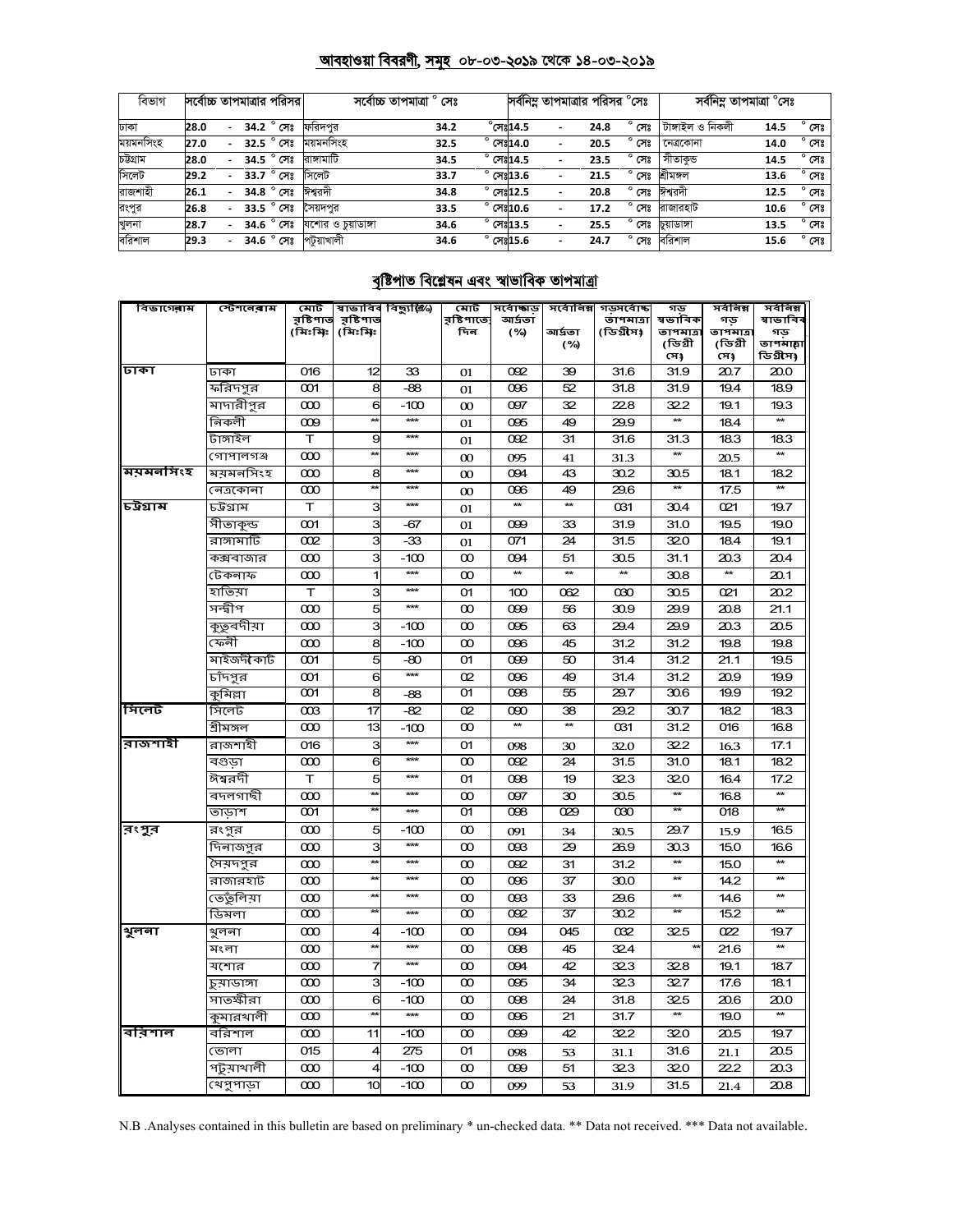## আবহাওয়া বিবরণী, সমূহ ০৮-০৩-২০১৯ থেকে ১৪-০৩-২০১৯

| বিভাগ | সর্বোচ্চ তাপমাত্রার পরিসর | সর্বোচ্চ তাপমাত্রা ° সেঃ | | সর্বনিম্ন তাপমাত্রার পরিসর °সেঃ | সর্বনিম্ন তাপমাত্রা °সেঃ | |
|---|---|---|---|---|---|---|
| ঢাকা | 28.0 - 34.2 ° সেঃ | ফরিদপুর | 34.2 ° সেঃ | 14.5 - 24.8 ° সেঃ | টাঙ্গাইল ও নিকলী | 14.5 ° সেঃ |
| ময়মনসিংহ | 27.0 - 32.5 ° সেঃ | ময়মনসিংহ | 32.5 ° সেঃ | 14.0 - 20.5 ° সেঃ | নেত্রকোনা | 14.0 ° সেঃ |
| চট্টগ্রাম | 28.0 - 34.5 ° সেঃ | রাঙ্গামাটি | 34.5 ° সেঃ | 14.5 - 23.5 ° সেঃ | সীতাকুন্ড | 14.5 ° সেঃ |
| সিলেট | 29.2 - 33.7 ° সেঃ | সিলেট | 33.7 ° সেঃ | 13.6 - 21.5 ° সেঃ | শ্রীমঙ্গল | 13.6 ° সেঃ |
| রাজশাহী | 26.1 - 34.8 ° সেঃ | ঈশ্বরদী | 34.8 ° সেঃ | 12.5 - 20.8 ° সেঃ | ঈশ্বরদী | 12.5 ° সেঃ |
| রংপুর | 26.8 - 33.5 ° সেঃ | সৈয়দপুর | 33.5 ° সেঃ | 10.6 - 17.2 ° সেঃ | রাজারহাট | 10.6 ° সেঃ |
| খুলনা | 28.7 - 34.6 ° সেঃ | যশোর ও চুয়াডাঙ্গা | 34.6 ° সেঃ | 13.5 - 25.5 ° সেঃ | চুয়াডাঙ্গা | 13.5 ° সেঃ |
| বরিশাল | 29.3 - 34.6 ° সেঃ | পটুয়াখালী | 34.6 ° সেঃ | 15.6 - 24.7 ° সেঃ | বরিশাল | 15.6 ° সেঃ |

## বৃষ্টিপাত বিশ্লেষন এবং স্বাভাবিক তাপমাত্রা

| বিভাগের নাম | স্টেশনের নাম | মোট বৃষ্টিপাত (মিঃমিঃ) | স্বাভাবিক বৃষ্টিপাত (মিঃমিঃ) | বিচ্যুতি(%) | মোট বৃষ্টিপাতের দিন | সর্বোচ্চ গড় আর্দ্রতা (%) | সর্বোনিম্ন আর্দ্রতা (%) | গড় সর্বোচ্চ তাপমাত্রা (ডিগ্রীসেঃ) | গড় স্বাভাবিক তাপমাত্রা (ডিগ্রী সেঃ) | সর্বনিম্ন গড় তাপমাত্রা (ডিগ্রী সেঃ) | সর্বনিম্ন স্বাভাবিক গড় তাপমাত্রা (ডিগ্রী সেঃ) |
|---|---|---|---|---|---|---|---|---|---|---|---|
| ঢাকা | ঢাকা | 016 | 12 | 33 | 01 | 092 | 39 | 31.6 | 31.9 | 20.7 | 20.0 |
| | ফরিদপুর | 001 | 8 | -88 | 01 | 096 | 52 | 31.8 | 31.9 | 19.4 | 18.9 |
| | মাদারীপুর | 000 | 6 | -100 | 00 | 097 | 32 | 22.8 | 32.2 | 19.1 | 19.3 |
| | নিকলী | 009 | ** | *** | 01 | 095 | 49 | 29.9 | ** | 18.4 | ** |
| | টাঙ্গাইল | T | 9 | *** | 01 | 092 | 31 | 31.6 | 31.3 | 18.3 | 18.3 |
| | গোপালগঞ্জ | 000 | ** | *** | 00 | 095 | 41 | 31.3 | ** | 20.5 | ** |
| ময়মনসিংহ | ময়মনসিংহ | 000 | 8 | *** | 00 | 094 | 43 | 30.2 | 30.5 | 18.1 | 18.2 |
| | নেত্রকোনা | 000 | ** | *** | 00 | 096 | 49 | 29.6 | ** | 17.5 | ** |
| চট্টগ্রাম | চট্টগ্রাম | T | 3 | *** | 01 | ** | ** | 031 | 30.4 | 021 | 19.7 |
| | সীতাকুন্ড | 001 | 3 | -67 | 01 | 099 | 33 | 31.9 | 31.0 | 19.5 | 19.0 |
| | রাঙ্গামাটি | 002 | 3 | -33 | 01 | 071 | 24 | 31.5 | 32.0 | 18.4 | 19.1 |
| | কক্সবাজার | 000 | 3 | -100 | 00 | 094 | 51 | 30.5 | 31.1 | 20.3 | 20.4 |
| | টেকনাফ | 000 | 1 | *** | 00 | ** | ** | ** | 30.8 | ** | 20.1 |
| | হাতিয়া | T | 3 | *** | 01 | 100 | 062 | 030 | 30.5 | 021 | 20.2 |
| | সন্দ্বীপ | 000 | 5 | *** | 00 | 099 | 56 | 30.9 | 29.9 | 20.8 | 21.1 |
| | কুতুবদীয়া | 000 | 3 | -100 | 00 | 095 | 63 | 29.4 | 29.9 | 20.3 | 20.5 |
| | ফেনী | 000 | 8 | -100 | 00 | 096 | 45 | 31.2 | 31.2 | 19.8 | 19.8 |
| | মাইজদীকোর্ট | 001 | 5 | -80 | 01 | 099 | 50 | 31.4 | 31.2 | 21.1 | 19.5 |
| | চাঁদপুর | 001 | 6 | *** | 02 | 096 | 49 | 31.4 | 31.2 | 20.9 | 19.9 |
| | কুমিল্লা | 001 | 8 | -88 | 01 | 098 | 55 | 29.7 | 30.6 | 19.9 | 19.2 |
| সিলেট | সিলেট | 003 | 17 | -82 | 02 | 090 | 38 | 29.2 | 30.7 | 18.2 | 18.3 |
| | শ্রীমঙ্গল | 000 | 13 | -100 | 00 | ** | ** | 031 | 31.2 | 016 | 16.8 |
| রাজশাহী | রাজশাহী | 016 | 3 | *** | 01 | 098 | 30 | 32.0 | 32.2 | 16.3 | 17.1 |
| | বগুড়া | 000 | 6 | *** | 00 | 092 | 24 | 31.5 | 31.0 | 18.1 | 18.2 |
| | ঈশ্বরদী | T | 5 | *** | 01 | 098 | 19 | 32.3 | 32.0 | 16.4 | 17.2 |
| | বদলগাছী | 000 | ** | *** | 00 | 097 | 30 | 30.5 | ** | 16.8 | ** |
| | তাড়াশ | 001 | ** | *** | 01 | 098 | 029 | 030 | ** | 018 | ** |
| রংপুর | রংপুর | 000 | 5 | -100 | 00 | 091 | 34 | 30.5 | 29.7 | 15.9 | 16.5 |
| | দিনাজপুর | 000 | 3 | *** | 00 | 093 | 29 | 26.9 | 30.3 | 15.0 | 16.6 |
| | সৈয়দপুর | 000 | ** | *** | 00 | 092 | 31 | 31.2 | ** | 15.0 | ** |
| | রাজারহাট | 000 | ** | *** | 00 | 096 | 37 | 30.0 | ** | 14.2 | ** |
| | তেতুঁলিয়া | 000 | ** | *** | 00 | 093 | 33 | 29.6 | ** | 14.6 | ** |
| | ডিমলা | 000 | ** | *** | 00 | 092 | 37 | 30.2 | ** | 15.2 | ** |
| খুলনা | খুলনা | 000 | 4 | -100 | 00 | 094 | 045 | 032 | 32.5 | 022 | 19.7 |
| | মংলা | 000 | ** | *** | 00 | 098 | 45 | 32.4 | ** | 21.6 | ** |
| | যশোর | 000 | 7 | *** | 00 | 094 | 42 | 32.3 | 32.8 | 19.1 | 18.7 |
| | চুয়াডাঙ্গা | 000 | 3 | -100 | 00 | 095 | 34 | 32.3 | 32.7 | 17.6 | 18.1 |
| | সাতক্ষীরা | 000 | 6 | -100 | 00 | 098 | 24 | 31.8 | 32.5 | 20.6 | 20.0 |
| | কুমারখালী | 000 | ** | *** | 00 | 096 | 21 | 31.7 | ** | 19.0 | ** |
| বরিশাল | বরিশাল | 000 | 11 | -100 | 00 | 099 | 42 | 32.2 | 32.0 | 20.5 | 19.7 |
| | ভোলা | 015 | 4 | 275 | 01 | 098 | 53 | 31.1 | 31.6 | 21.1 | 20.5 |
| | পটুয়াখালী | 000 | 4 | -100 | 00 | 099 | 51 | 32.3 | 32.0 | 22.2 | 20.3 |
| | খেপুপাড়া | 000 | 10 | -100 | 00 | 099 | 53 | 31.9 | 31.5 | 21.4 | 20.8 |

N.B .Analyses contained in this bulletin are based on preliminary * un-checked data. ** Data not received. *** Data not available.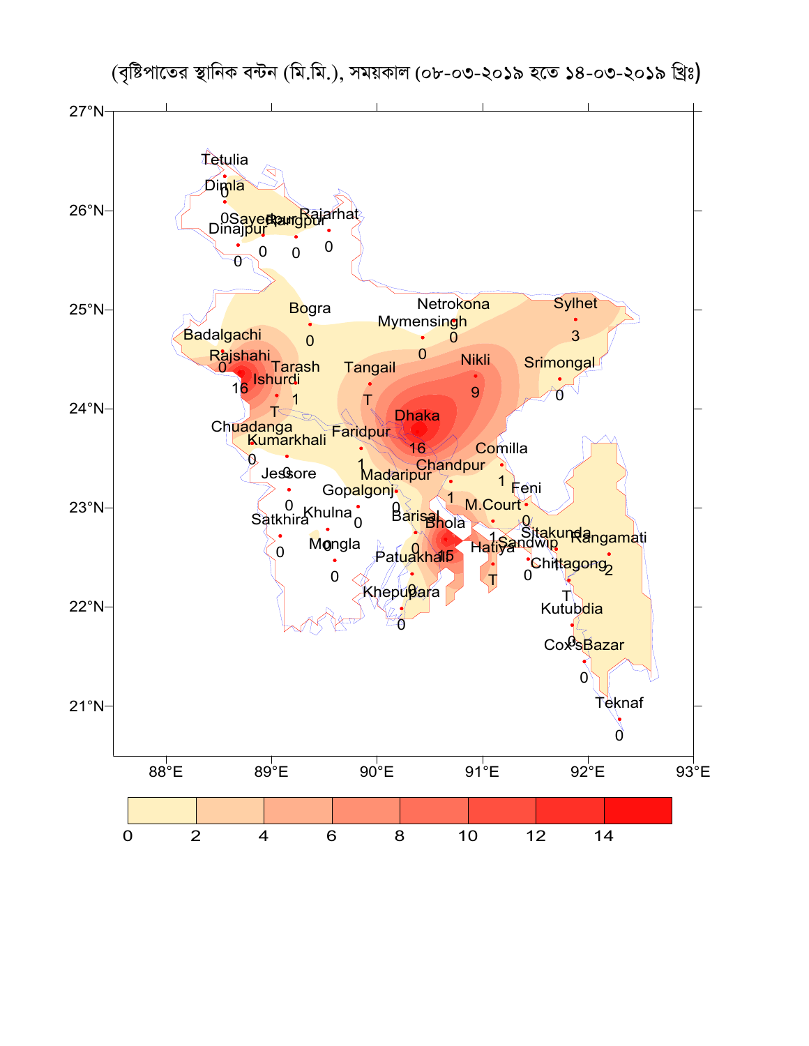(বৃষ্টিপাতের স্থানিক বন্টন (মি.মি.), সময়কাল (০৮-০৩-২০১৯ হতে ১৪-০৩-২০১৯ খ্রিঃ)

27°N
26°N
25°N
24°N
23°N
22°N
21°N

88°E 89°E 90°E 91°E 92°E 93°E

Tetulia 0
Dimla 0
Sayedpur 0
Rangpur 0
Rajarhat 0
Dinajpur 0
Bogra 0
Netrokona 0
Mymensingh 0
Sylhet 3
Badalgachi 0
Rajshahi 16
Tarash 1
Ishurdi T
Tangail T
Nikli 9
Srimongal 0
Dhaka 16
Chuadanga 0
Kumarkhali 0
Faridpur 1
Comilla 1
Chandpur 1
Madaripur 0
Jessore 0
Gopalgonj 0
Feni 0
M.Court 1
Khulna 0
Satkhira 0
Barisal 0
Bhola 15
Mongla 0
Sitakunda 0
Sandwip T
Rangamati 2
Hatiya T
Patuakhali 0
Chittagong T
Khepupara 0
Kutubdia 0
Cox'sBazar 0
Teknaf 0

0 2 4 6 8 10 12 14